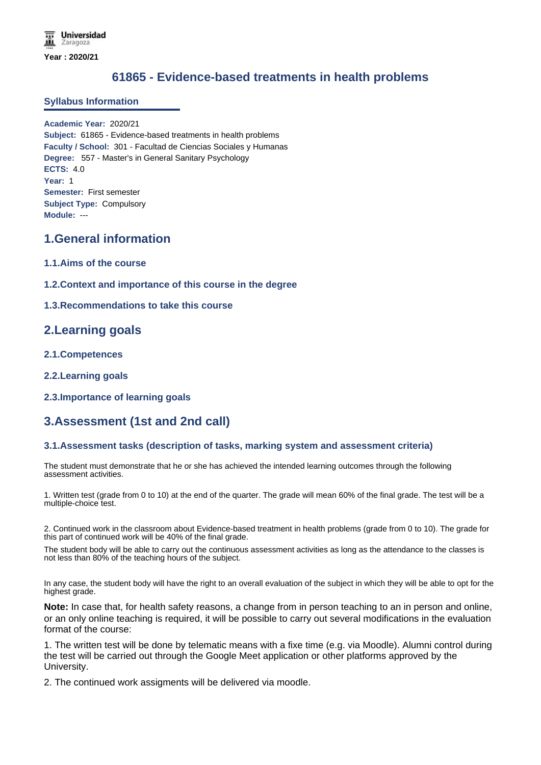Year : 2020/21

# 61865 - Evidence-based treatments in health problems

## Syllabus Information

**Academic Year:** 2020/21
**Subject:** 61865 - Evidence-based treatments in health problems
**Faculty / School:** 301 - Facultad de Ciencias Sociales y Humanas
**Degree:** 557 - Master's in General Sanitary Psychology
**ECTS:** 4.0
**Year:** 1
**Semester:** First semester
**Subject Type:** Compulsory
**Module:** ---

## 1.General information

### 1.1.Aims of the course

### 1.2.Context and importance of this course in the degree

### 1.3.Recommendations to take this course

## 2.Learning goals

### 2.1.Competences

### 2.2.Learning goals

### 2.3.Importance of learning goals

## 3.Assessment (1st and 2nd call)

### 3.1.Assessment tasks (description of tasks, marking system and assessment criteria)

The student must demonstrate that he or she has achieved the intended learning outcomes through the following assessment activities.

1. Written test (grade from 0 to 10) at the end of the quarter. The grade will mean 60% of the final grade. The test will be a multiple-choice test.

2. Continued work in the classroom about Evidence-based treatment in health problems (grade from 0 to 10). The grade for this part of continued work will be 40% of the final grade.

The student body will be able to carry out the continuous assessment activities as long as the attendance to the classes is not less than 80% of the teaching hours of the subject.

In any case, the student body will have the right to an overall evaluation of the subject in which they will be able to opt for the highest grade.

**Note:** In case that, for health safety reasons, a change from in person teaching to an in person and online, or an only online teaching is required, it will be possible to carry out several modifications in the evaluation format of the course:

1. The written test will be done by telematic means with a fixe time (e.g. via Moodle). Alumni control during the test will be carried out through the Google Meet application or other platforms approved by the University.

2. The continued work assigments will be delivered via moodle.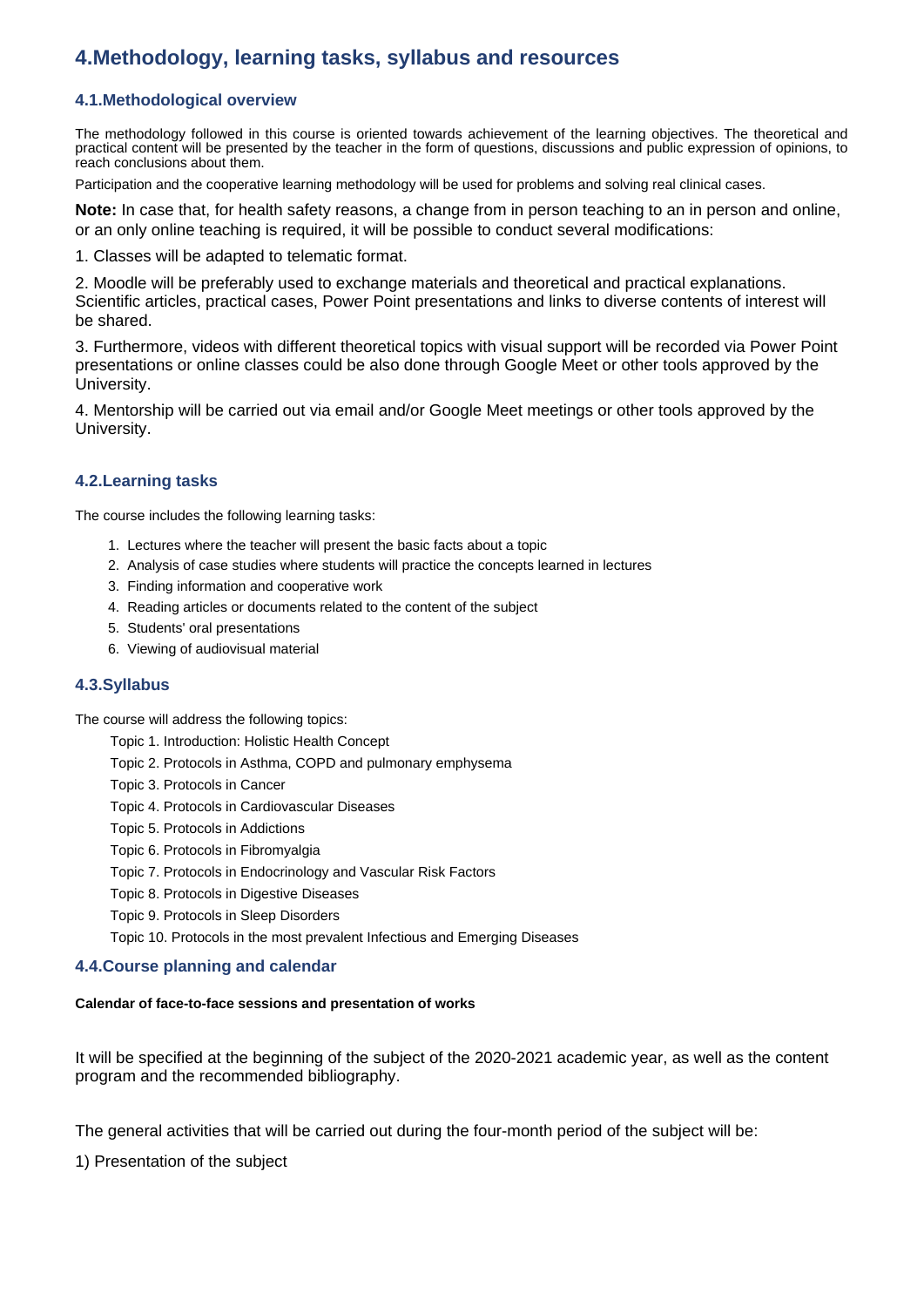# 4.Methodology, learning tasks, syllabus and resources

## 4.1.Methodological overview

The methodology followed in this course is oriented towards achievement of the learning objectives. The theoretical and practical content will be presented by the teacher in the form of questions, discussions and public expression of opinions, to reach conclusions about them.

Participation and the cooperative learning methodology will be used for problems and solving real clinical cases.

**Note:** In case that, for health safety reasons, a change from in person teaching to an in person and online, or an only online teaching is required, it will be possible to conduct several modifications:

1. Classes will be adapted to telematic format.

2. Moodle will be preferably used to exchange materials and theoretical and practical explanations. Scientific articles, practical cases, Power Point presentations and links to diverse contents of interest will be shared.

3. Furthermore, videos with different theoretical topics with visual support will be recorded via Power Point presentations or online classes could be also done through Google Meet or other tools approved by the University.

4. Mentorship will be carried out via email and/or Google Meet meetings or other tools approved by the University.

## 4.2.Learning tasks

The course includes the following learning tasks:

1. Lectures where the teacher will present the basic facts about a topic
2. Analysis of case studies where students will practice the concepts learned in lectures
3. Finding information and cooperative work
4. Reading articles or documents related to the content of the subject
5. Students' oral presentations
6. Viewing of audiovisual material

## 4.3.Syllabus

The course will address the following topics:

Topic 1. Introduction: Holistic Health Concept

Topic 2. Protocols in Asthma, COPD and pulmonary emphysema

Topic 3. Protocols in Cancer

Topic 4. Protocols in Cardiovascular Diseases

Topic 5. Protocols in Addictions

Topic 6. Protocols in Fibromyalgia

Topic 7. Protocols in Endocrinology and Vascular Risk Factors

Topic 8. Protocols in Digestive Diseases

Topic 9. Protocols in Sleep Disorders

Topic 10. Protocols in the most prevalent Infectious and Emerging Diseases

## 4.4.Course planning and calendar

**Calendar of face-to-face sessions and presentation of works**

It will be specified at the beginning of the subject of the 2020-2021 academic year, as well as the content program and the recommended bibliography.

The general activities that will be carried out during the four-month period of the subject will be:

1) Presentation of the subject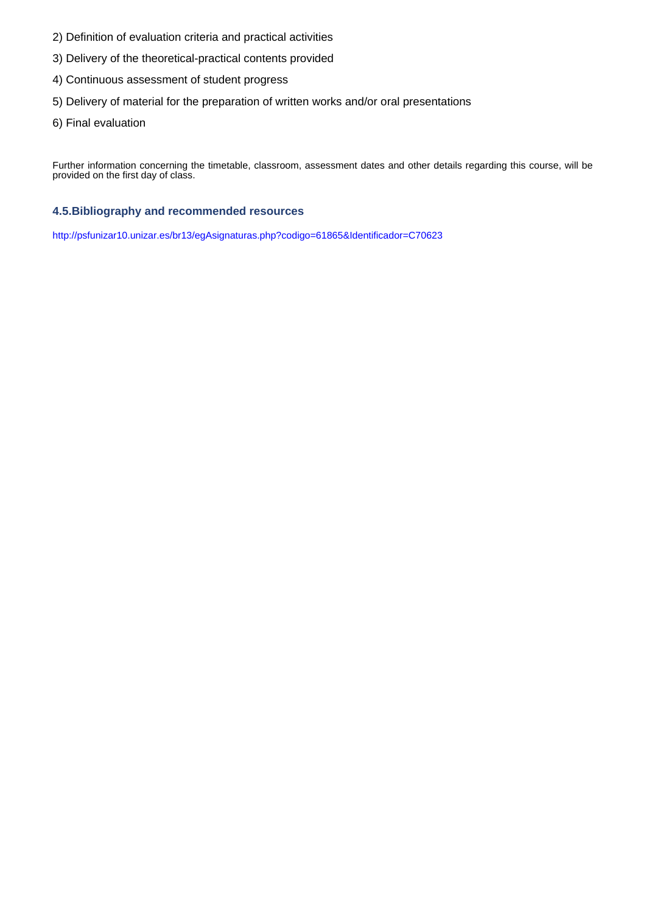2) Definition of evaluation criteria and practical activities

3) Delivery of the theoretical-practical contents provided

4) Continuous assessment of student progress

5) Delivery of material for the preparation of written works and/or oral presentations

6) Final evaluation

Further information concerning the timetable, classroom, assessment dates and other details regarding this course, will be provided on the first day of class.

### 4.5.Bibliography and recommended resources

http://psfunizar10.unizar.es/br13/egAsignaturas.php?codigo=61865&Identificador=C70623